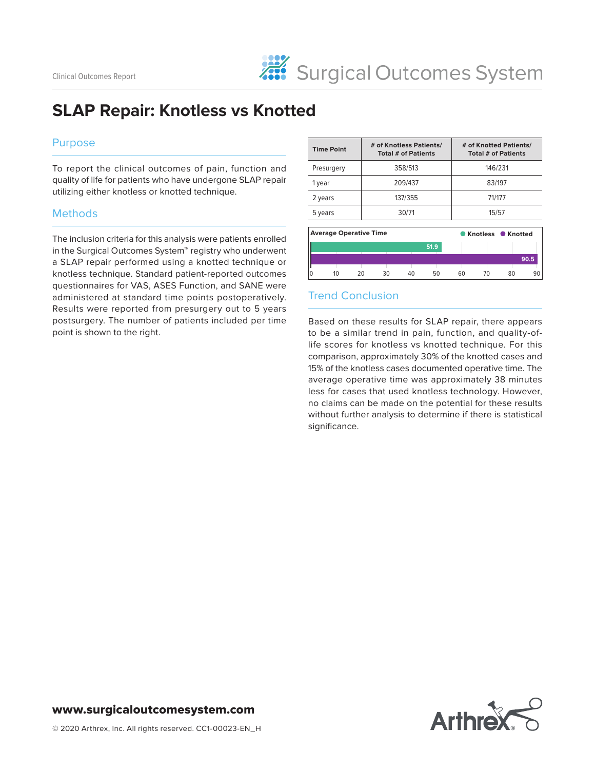Clinical Outcomes Report

Surgical Outcomes System

# SLAP Repair: Knotless vs Knotted

## Purpose

To report the clinical outcomes of pain, function and quality of life for patients who have undergone SLAP repair utilizing either knotless or knotted technique.

## Methods

The inclusion criteria for this analysis were patients enrolled in the Surgical Outcomes System™ registry who underwent a SLAP repair performed using a knotted technique or knotless technique. Standard patient-reported outcomes questionnaires for VAS, ASES Function, and SANE were administered at standard time points postoperatively. Results were reported from presurgery out to 5 years postsurgery. The number of patients included per time point is shown to the right.

| Time Point | # of Knotless Patients/ Total # of Patients | # of Knotted Patients/ Total # of Patients |
|---|---|---|
| Presurgery | 358/513 | 146/231 |
| 1 year | 209/437 | 83/197 |
| 2 years | 137/355 | 71/177 |
| 5 years | 30/71 | 15/57 |

**Average Operative Time**

| | Average Operative Time |
|---|---|
| Knotless | 51.9 |
| Knotted | 90.5 |

## Trend Conclusion

Based on these results for SLAP repair, there appears to be a similar trend in pain, function, and quality-of-life scores for knotless vs knotted technique. For this comparison, approximately 30% of the knotted cases and 15% of the knotless cases documented operative time. The average operative time was approximately 38 minutes less for cases that used knotless technology. However, no claims can be made on the potential for these results without further analysis to determine if there is statistical significance.

**www.surgicaloutcomesystem.com**

© 2020 Arthrex, Inc. All rights reserved. CC1-00023-EN_H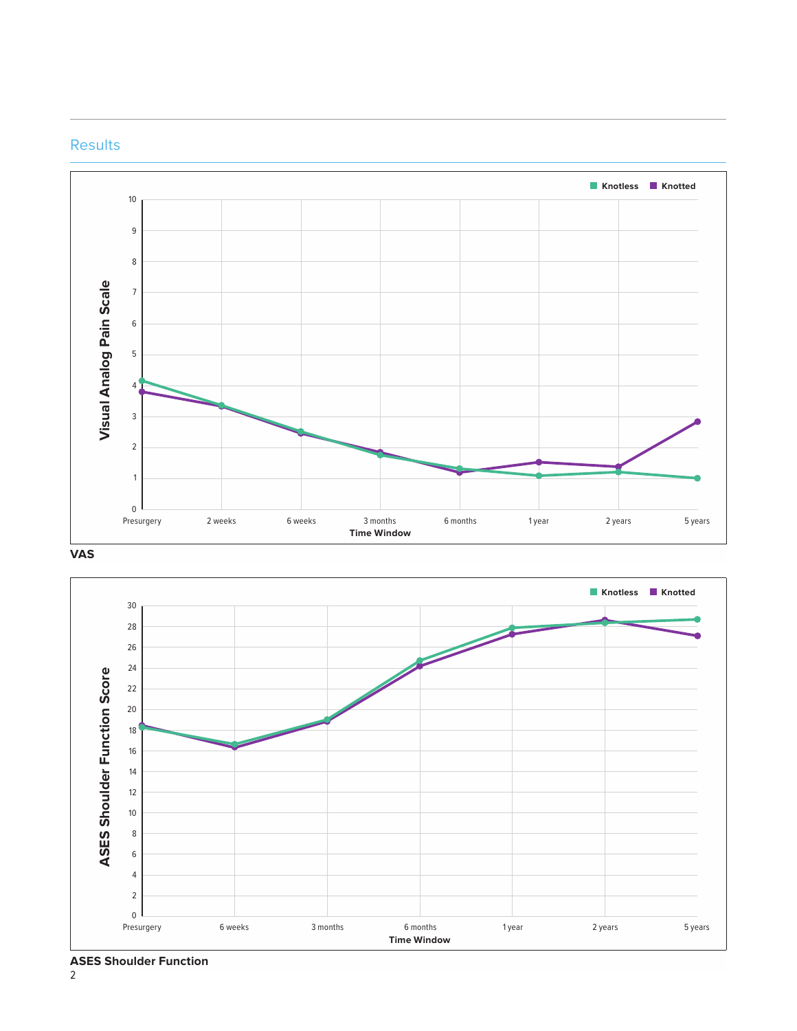## Results

VAS

ASES Shoulder Function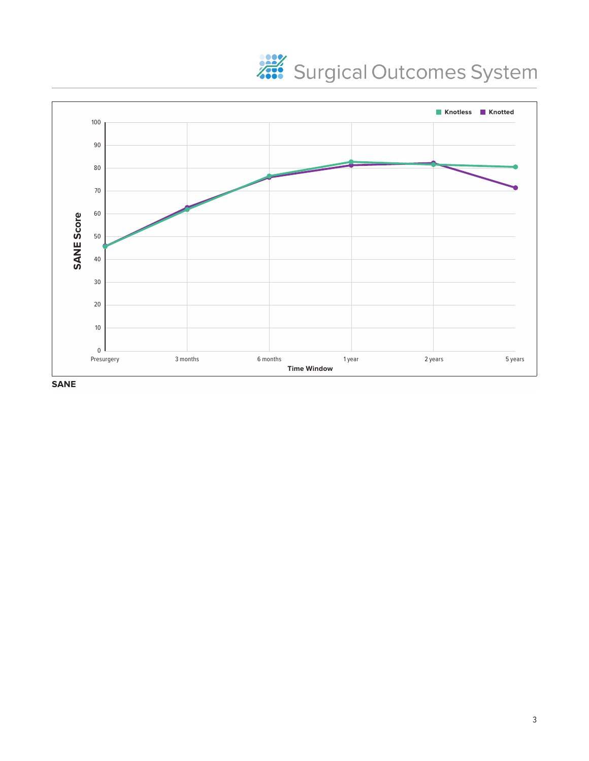Knotless Knotted

SANE Score

100
90
80
70
60
50
40
30
20
10
0

Presurgery 3 months 6 months 1 year 2 years 5 years

Time Window

**SANE**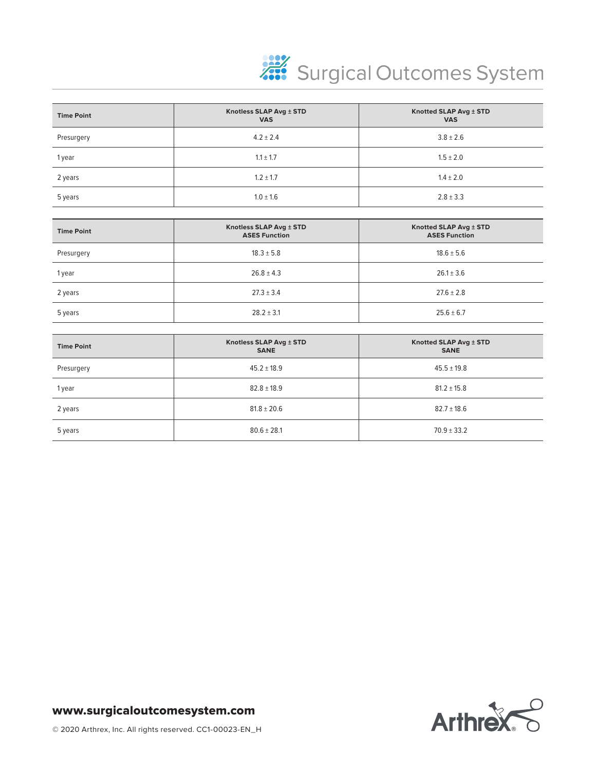| Time Point | Knotless SLAP Avg ± STD VAS | Knotted SLAP Avg ± STD VAS |
|---|---|---|
| Presurgery | 4.2 ± 2.4 | 3.8 ± 2.6 |
| 1 year | 1.1 ± 1.7 | 1.5 ± 2.0 |
| 2 years | 1.2 ± 1.7 | 1.4 ± 2.0 |
| 5 years | 1.0 ± 1.6 | 2.8 ± 3.3 |

| Time Point | Knotless SLAP Avg ± STD ASES Function | Knotted SLAP Avg ± STD ASES Function |
|---|---|---|
| Presurgery | 18.3 ± 5.8 | 18.6 ± 5.6 |
| 1 year | 26.8 ± 4.3 | 26.1 ± 3.6 |
| 2 years | 27.3 ± 3.4 | 27.6 ± 2.8 |
| 5 years | 28.2 ± 3.1 | 25.6 ± 6.7 |

| Time Point | Knotless SLAP Avg ± STD SANE | Knotted SLAP Avg ± STD SANE |
|---|---|---|
| Presurgery | 45.2 ± 18.9 | 45.5 ± 19.8 |
| 1 year | 82.8 ± 18.9 | 81.2 ± 15.8 |
| 2 years | 81.8 ± 20.6 | 82.7 ± 18.6 |
| 5 years | 80.6 ± 28.1 | 70.9 ± 33.2 |

**www.surgicaloutcomesystem.com**

© 2020 Arthrex, Inc. All rights reserved. CC1-00023-EN_H